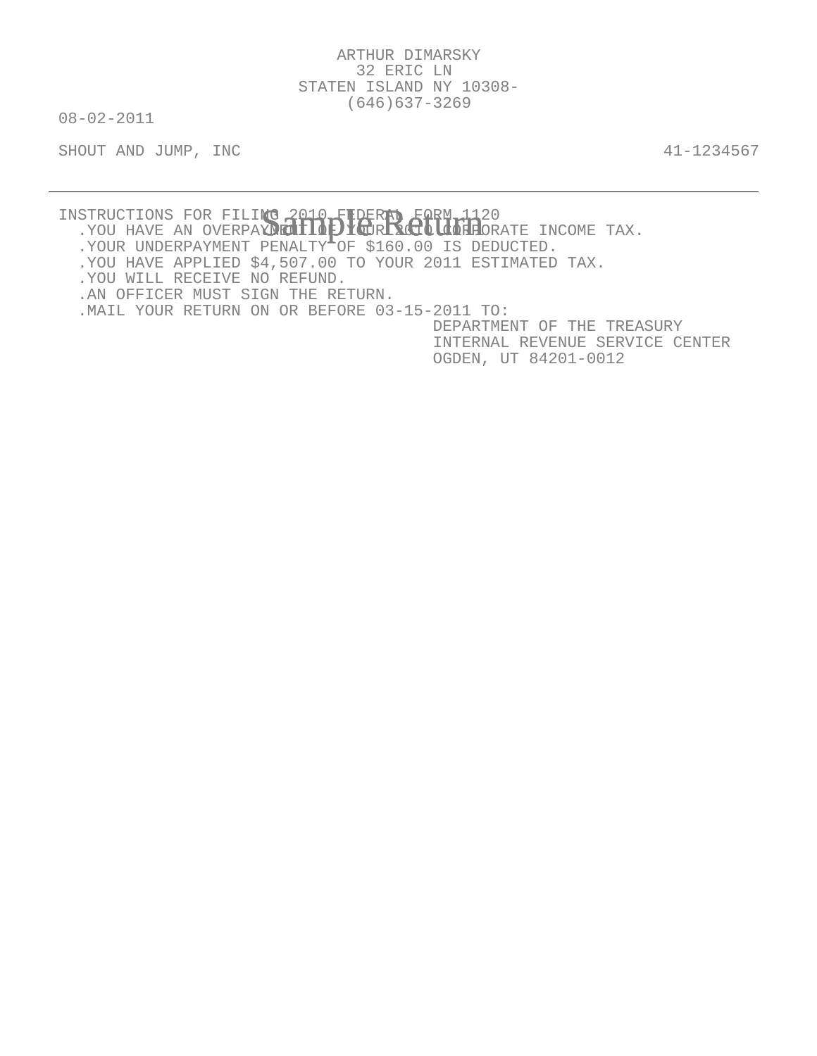ARTHUR DIMARSKY
32 ERIC LN
STATEN ISLAND NY 10308-
(646)637-3269

08-02-2011

SHOUT AND JUMP, INC 41-1234567

---

Sample Return

INSTRUCTIONS FOR FILING 2010 FEDERAL FORM 1120

- .YOU HAVE AN OVERPAYMENT OF YOUR 2010 CORPORATE INCOME TAX.
- .YOUR UNDERPAYMENT PENALTY OF $160.00 IS DEDUCTED.
- .YOU HAVE APPLIED $4,507.00 TO YOUR 2011 ESTIMATED TAX.
- .YOU WILL RECEIVE NO REFUND.
- .AN OFFICER MUST SIGN THE RETURN.
- .MAIL YOUR RETURN ON OR BEFORE 03-15-2011 TO:

DEPARTMENT OF THE TREASURY
INTERNAL REVENUE SERVICE CENTER
OGDEN, UT 84201-0012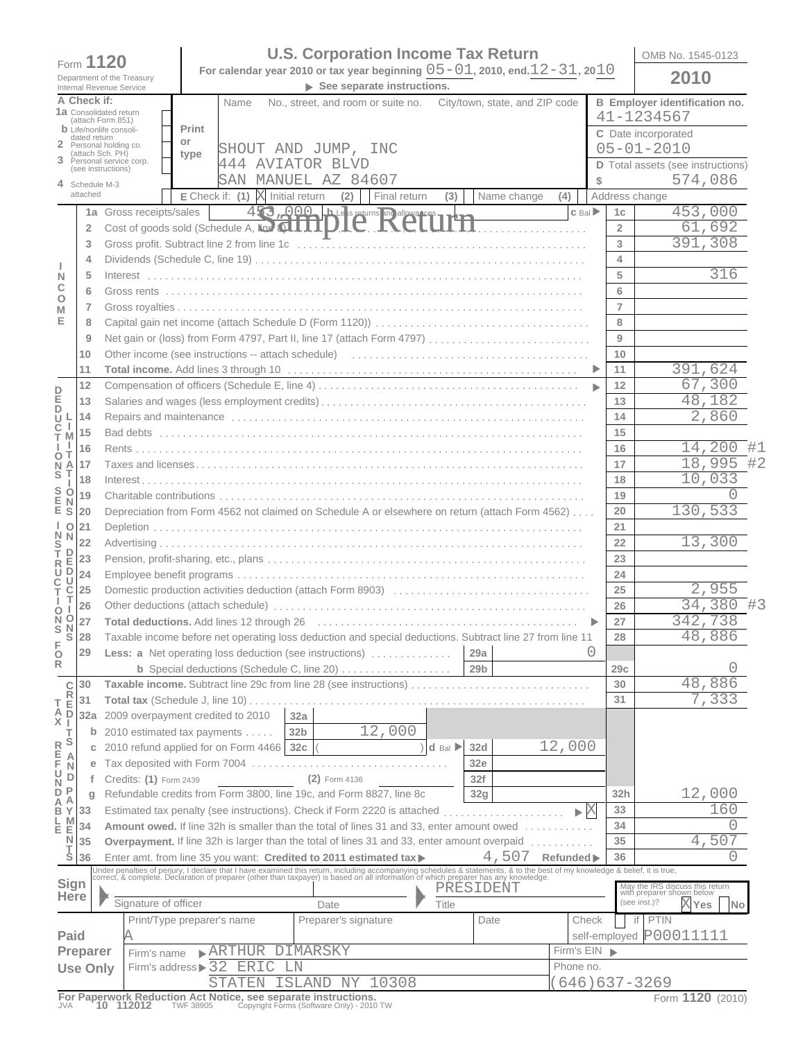Form **1120**

Department of the Treasury
Internal Revenue Service

# U.S. Corporation Income Tax Return

For calendar year 2010 or tax year beginning 05-01, 2010, end.12-31, 2010

▶ See separate instructions.

OMB No. 1545-0123

**2010**

Sample Return

**A** Check if:
1a Consolidated return (attach Form 851)
b Life/nonlife consolidated return
2 Personal holding co. (attach Sch. PH)
3 Personal service corp. (see instructions)
4 Schedule M-3 attached

Print or type

Name / No., street, and room or suite no. / City/town, state, and ZIP code

SHOUT AND JUMP, INC
444 AVIATOR BLVD
SAN MANUEL AZ 84607

**B** Employer identification no.: 41-1234567

**C** Date incorporated: 05-01-2010

**D** Total assets (see instructions): $ 574,086

**E** Check if: (1) [X] Initial return (2) [ ] Final return (3) [ ] Name change (4) [ ] Address change

## Income

| Line | Description | Box | Amount |
|---|---|---|---|
| 1a | Gross receipts/sales 453,000 b Less returns and allowances c Bal ▶ | 1c | 453,000 |
| 2 | Cost of goods sold (Schedule A, line 8) | 2 | 61,692 |
| 3 | Gross profit. Subtract line 2 from line 1c | 3 | 391,308 |
| 4 | Dividends (Schedule C, line 19) | 4 | |
| 5 | Interest | 5 | 316 |
| 6 | Gross rents | 6 | |
| 7 | Gross royalties | 7 | |
| 8 | Capital gain net income (attach Schedule D (Form 1120)) | 8 | |
| 9 | Net gain or (loss) from Form 4797, Part II, line 17 (attach Form 4797) | 9 | |
| 10 | Other income (see instructions -- attach schedule) | 10 | |
| 11 | **Total income.** Add lines 3 through 10 ▶ | 11 | 391,624 |

## Deductions (See instructions for limitations on deductions.)

| Line | Description | Box | Amount |
|---|---|---|---|
| 12 | Compensation of officers (Schedule E, line 4) ▶ | 12 | 67,300 |
| 13 | Salaries and wages (less employment credits) | 13 | 48,182 |
| 14 | Repairs and maintenance | 14 | 2,860 |
| 15 | Bad debts | 15 | |
| 16 | Rents | 16 | 14,200 #1 |
| 17 | Taxes and licenses | 17 | 18,995 #2 |
| 18 | Interest | 18 | 10,033 |
| 19 | Charitable contributions | 19 | 0 |
| 20 | Depreciation from Form 4562 not claimed on Schedule A or elsewhere on return (attach Form 4562) | 20 | 130,533 |
| 21 | Depletion | 21 | |
| 22 | Advertising | 22 | 13,300 |
| 23 | Pension, profit-sharing, etc., plans | 23 | |
| 24 | Employee benefit programs | 24 | |
| 25 | Domestic production activities deduction (attach Form 8903) | 25 | 2,955 |
| 26 | Other deductions (attach schedule) | 26 | 34,380 #3 |
| 27 | **Total deductions.** Add lines 12 through 26 ▶ | 27 | 342,738 |
| 28 | Taxable income before net operating loss deduction and special deductions. Subtract line 27 from line 11 | 28 | 48,886 |
| 29 | **Less: a** Net operating loss deduction (see instructions) 29a: 0 | | |
| | **b** Special deductions (Schedule C, line 20) 29b | 29c | 0 |

## Tax, Refundable Credits, and Payments

| Line | Description | Sub-box | Sub-amount | Box | Amount |
|---|---|---|---|---|---|
| 30 | **Taxable income.** Subtract line 29c from line 28 (see instructions) | | | 30 | 48,886 |
| 31 | **Total tax** (Schedule J, line 10) | | | 31 | 7,333 |
| 32a | 2009 overpayment credited to 2010 | 32a | | | |
| b | 2010 estimated tax payments | 32b | 12,000 | | |
| c | 2010 refund applied for on Form 4466 ( ) d Bal ▶ | 32c / 32d | 12,000 | | |
| e | Tax deposited with Form 7004 | 32e | | | |
| f | Credits: (1) Form 2439 (2) Form 4136 | 32f | | | |
| g | Refundable credits from Form 3800, line 19c, and Form 8827, line 8c | 32g | | 32h | 12,000 |
| 33 | Estimated tax penalty (see instructions). Check if Form 2220 is attached ▶ [X] | | | 33 | 160 |
| 34 | **Amount owed.** If line 32h is smaller than the total of lines 31 and 33, enter amount owed | | | 34 | 0 |
| 35 | **Overpayment.** If line 32h is larger than the total of lines 31 and 33, enter amount overpaid | | | 35 | 4,507 |
| 36 | Enter amt. from line 35 you want: **Credited to 2011 estimated tax** ▶ 4,507 **Refunded** ▶ | | | 36 | 0 |

**Sign Here**

Under penalties of perjury, I declare that I have examined this return, including accompanying schedules & statements, & to the best of my knowledge & belief, it is true, correct, & complete. Declaration of preparer (other than taxpayer) is based on all information of which preparer has any knowledge.

Signature of officer | Date | Title: PRESIDENT

May the IRS discuss this return with preparer shown below (see inst.)? [X] Yes [ ] No

**Paid Preparer Use Only**

| Print/Type preparer's name | Preparer's signature | Date | Check if self-employed | PTIN |
|---|---|---|---|---|
| A | | | | P00011111 |

Firm's name ▶ ARTHUR DIMARSKY | Firm's EIN ▶

Firm's address ▶ 32 ERIC LN, STATEN ISLAND NY 10308 | Phone no. (646)637-3269

For Paperwork Reduction Act Notice, see separate instructions. Form **1120** (2010)

JVA 10 112012 TWF 38905 Copyright Forms (Software Only) - 2010 TW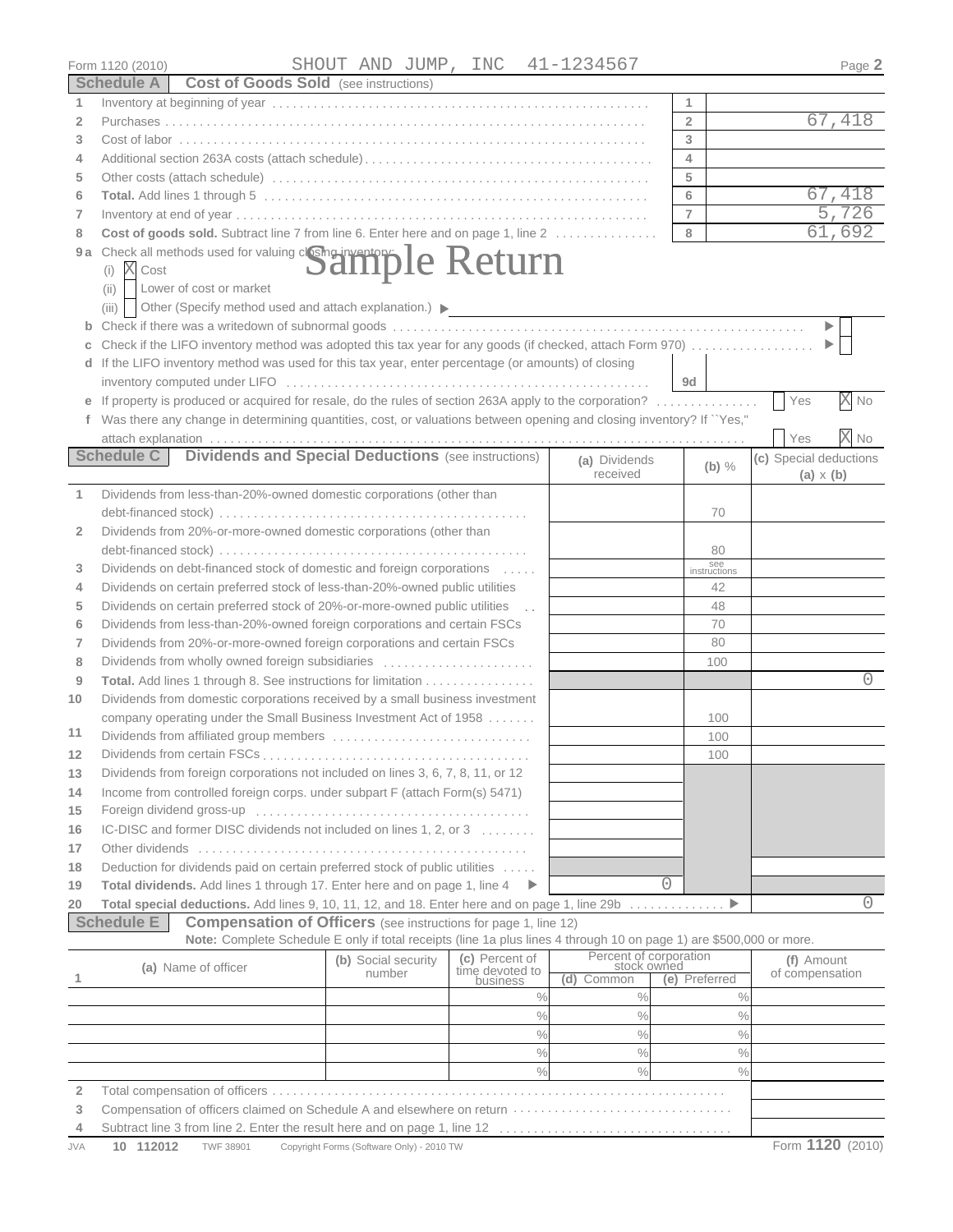Form 1120 (2010) SHOUT AND JUMP, INC 41-1234567

## Schedule A — Cost of Goods Sold (see instructions)

| | | | |
|---|---|---|---|
| 1 | Inventory at beginning of year | 1 | |
| 2 | Purchases | 2 | 67,418 |
| 3 | Cost of labor | 3 | |
| 4 | Additional section 263A costs (attach schedule) | 4 | |
| 5 | Other costs (attach schedule) | 5 | |
| 6 | **Total.** Add lines 1 through 5 | 6 | 67,418 |
| 7 | Inventory at end of year | 7 | 5,726 |
| 8 | **Cost of goods sold.** Subtract line 7 from line 6. Enter here and on page 1, line 2 | 8 | 61,692 |

**9a** Check all methods used for valuing closing inventory:
- (i) [X] Cost
- (ii) [ ] Lower of cost or market
- (iii) [ ] Other (Specify method used and attach explanation.) ▶

Sample Return

**b** Check if there was a writedown of subnormal goods ▶ [ ]

**c** Check if the LIFO inventory method was adopted this tax year for any goods (if checked, attach Form 970) ▶ [ ]

**d** If the LIFO inventory method was used for this tax year, enter percentage (or amounts) of closing inventory computed under LIFO — 9d

**e** If property is produced or acquired for resale, do the rules of section 263A apply to the corporation? [ ] Yes [X] No

**f** Was there any change in determining quantities, cost, or valuations between opening and closing inventory? If "Yes," attach explanation [ ] Yes [X] No

## Schedule C — Dividends and Special Deductions (see instructions)

| | | (a) Dividends received | (b) % | (c) Special deductions (a) x (b) |
|---|---|---|---|---|
| 1 | Dividends from less-than-20%-owned domestic corporations (other than debt-financed stock) | | 70 | |
| 2 | Dividends from 20%-or-more-owned domestic corporations (other than debt-financed stock) | | 80 | |
| 3 | Dividends on debt-financed stock of domestic and foreign corporations | | see instructions | |
| 4 | Dividends on certain preferred stock of less-than-20%-owned public utilities | | 42 | |
| 5 | Dividends on certain preferred stock of 20%-or-more-owned public utilities | | 48 | |
| 6 | Dividends from less-than-20%-owned foreign corporations and certain FSCs | | 70 | |
| 7 | Dividends from 20%-or-more-owned foreign corporations and certain FSCs | | 80 | |
| 8 | Dividends from wholly owned foreign subsidiaries | | 100 | |
| 9 | **Total.** Add lines 1 through 8. See instructions for limitation | | | 0 |
| 10 | Dividends from domestic corporations received by a small business investment company operating under the Small Business Investment Act of 1958 | | 100 | |
| 11 | Dividends from affiliated group members | | 100 | |
| 12 | Dividends from certain FSCs | | 100 | |
| 13 | Dividends from foreign corporations not included on lines 3, 6, 7, 8, 11, or 12 | | | |
| 14 | Income from controlled foreign corps. under subpart F (attach Form(s) 5471) | | | |
| 15 | Foreign dividend gross-up | | | |
| 16 | IC-DISC and former DISC dividends not included on lines 1, 2, or 3 | | | |
| 17 | Other dividends | | | |
| 18 | Deduction for dividends paid on certain preferred stock of public utilities | | | |
| 19 | **Total dividends.** Add lines 1 through 17. Enter here and on page 1, line 4 ▶ | 0 | | |
| 20 | **Total special deductions.** Add lines 9, 10, 11, 12, and 18. Enter here and on page 1, line 29b ▶ | | | 0 |

## Schedule E — Compensation of Officers (see instructions for page 1, line 12)

**Note:** Complete Schedule E only if total receipts (line 1a plus lines 4 through 10 on page 1) are $500,000 or more.

| 1 | (a) Name of officer | (b) Social security number | (c) Percent of time devoted to business | Percent of corporation stock owned (d) Common | (e) Preferred | (f) Amount of compensation |
|---|---|---|---|---|---|---|
| | | | % | % | % | |
| | | | % | % | % | |
| | | | % | % | % | |
| | | | % | % | % | |
| | | | % | % | % | |

| | | |
|---|---|---|
| 2 | Total compensation of officers | |
| 3 | Compensation of officers claimed on Schedule A and elsewhere on return | |
| 4 | Subtract line 3 from line 2. Enter the result here and on page 1, line 12 | |

JVA 10 112012 TWF 38901 Copyright Forms (Software Only) - 2010 TW Form **1120** (2010)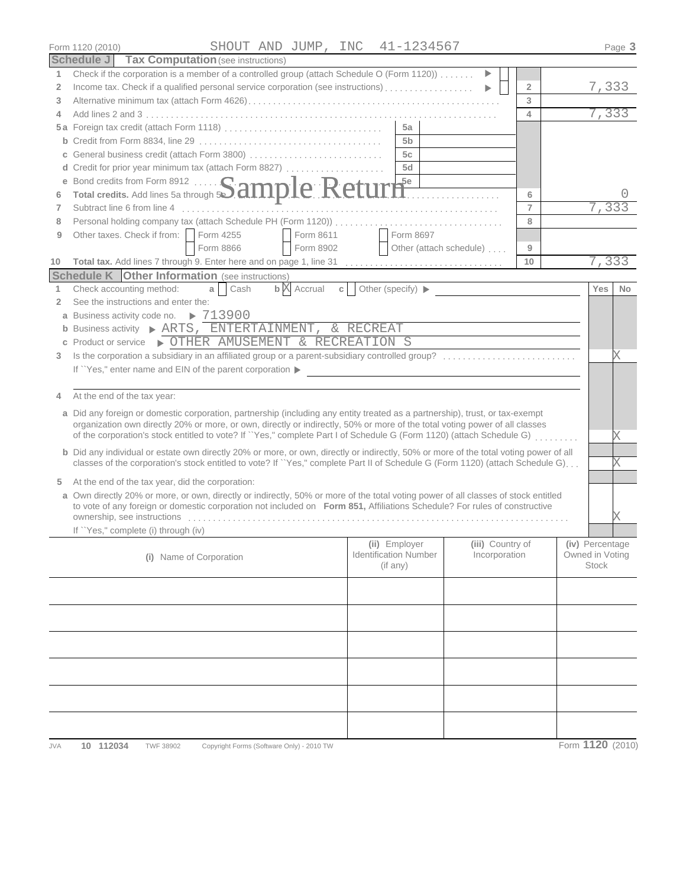Form 1120 (2010) SHOUT AND JUMP, INC 41-1234567 Page 3

## Schedule J Tax Computation (see instructions)

| Line | Description | | Ref | Amount |
|---|---|---|---|---|
| 1 | Check if the corporation is a member of a controlled group (attach Schedule O (Form 1120)) ▶ | | | |
| 2 | Income tax. Check if a qualified personal service corporation (see instructions) ▶ | | 2 | 7,333 |
| 3 | Alternative minimum tax (attach Form 4626) | | 3 | |
| 4 | Add lines 2 and 3 | | 4 | 7,333 |
| 5a | Foreign tax credit (attach Form 1118) | 5a | | |
| b | Credit from Form 8834, line 29 | 5b | | |
| c | General business credit (attach Form 3800) | 5c | | |
| d | Credit for prior year minimum tax (attach Form 8827) | 5d | | |
| e | Bond credits from Form 8912 | 5e | | |
| 6 | **Total credits.** Add lines 5a through 5e | | 6 | 0 |
| 7 | Subtract line 6 from line 4 | | 7 | 7,333 |
| 8 | Personal holding company tax (attach Schedule PH (Form 1120)) | | 8 | |
| 9 | Other taxes. Check if from: ☐ Form 4255 ☐ Form 8611 ☐ Form 8697 ☐ Form 8866 ☐ Form 8902 ☐ Other (attach schedule) | | 9 | |
| 10 | **Total tax.** Add lines 7 through 9. Enter here and on page 1, line 31 | | 10 | 7,333 |

Sample Return

## Schedule K Other Information (see instructions)

| Line | Description | Yes | No |
|---|---|---|---|
| 1 | Check accounting method: a ☐ Cash b ☒ Accrual c ☐ Other (specify) ▶ | | |
| 2 | See the instructions and enter the: | | |
| a | Business activity code no. ▶ 713900 | | |
| b | Business activity ▶ ARTS, ENTERTAINMENT, & RECREAT | | |
| c | Product or service ▶ OTHER AMUSEMENT & RECREATION S | | |
| 3 | Is the corporation a subsidiary in an affiliated group or a parent-subsidiary controlled group? If "Yes," enter name and EIN of the parent corporation ▶ | | X |
| 4 | At the end of the tax year: | | |
| a | Did any foreign or domestic corporation, partnership (including any entity treated as a partnership), trust, or tax-exempt organization own directly 20% or more, or own, directly or indirectly, 50% or more of the total voting power of all classes of the corporation's stock entitled to vote? If "Yes," complete Part I of Schedule G (Form 1120) (attach Schedule G) | | X |
| b | Did any individual or estate own directly 20% or more, or own, directly or indirectly, 50% or more of the total voting power of all classes of the corporation's stock entitled to vote? If "Yes," complete Part II of Schedule G (Form 1120) (attach Schedule G) | | X |
| 5 | At the end of the tax year, did the corporation: | | |
| a | Own directly 20% or more, or own, directly or indirectly, 50% or more of the total voting power of all classes of stock entitled to vote of any foreign or domestic corporation not included on **Form 851,** Affiliations Schedule? For rules of constructive ownership, see instructions. If "Yes," complete (i) through (iv) | | X |

| (i) Name of Corporation | (ii) Employer Identification Number (if any) | (iii) Country of Incorporation | (iv) Percentage Owned in Voting Stock |
|---|---|---|---|
| | | | |
| | | | |
| | | | |
| | | | |
| | | | |
| | | | |

JVA 10 112034 TWF 38902 Copyright Forms (Software Only) - 2010 TW Form 1120 (2010)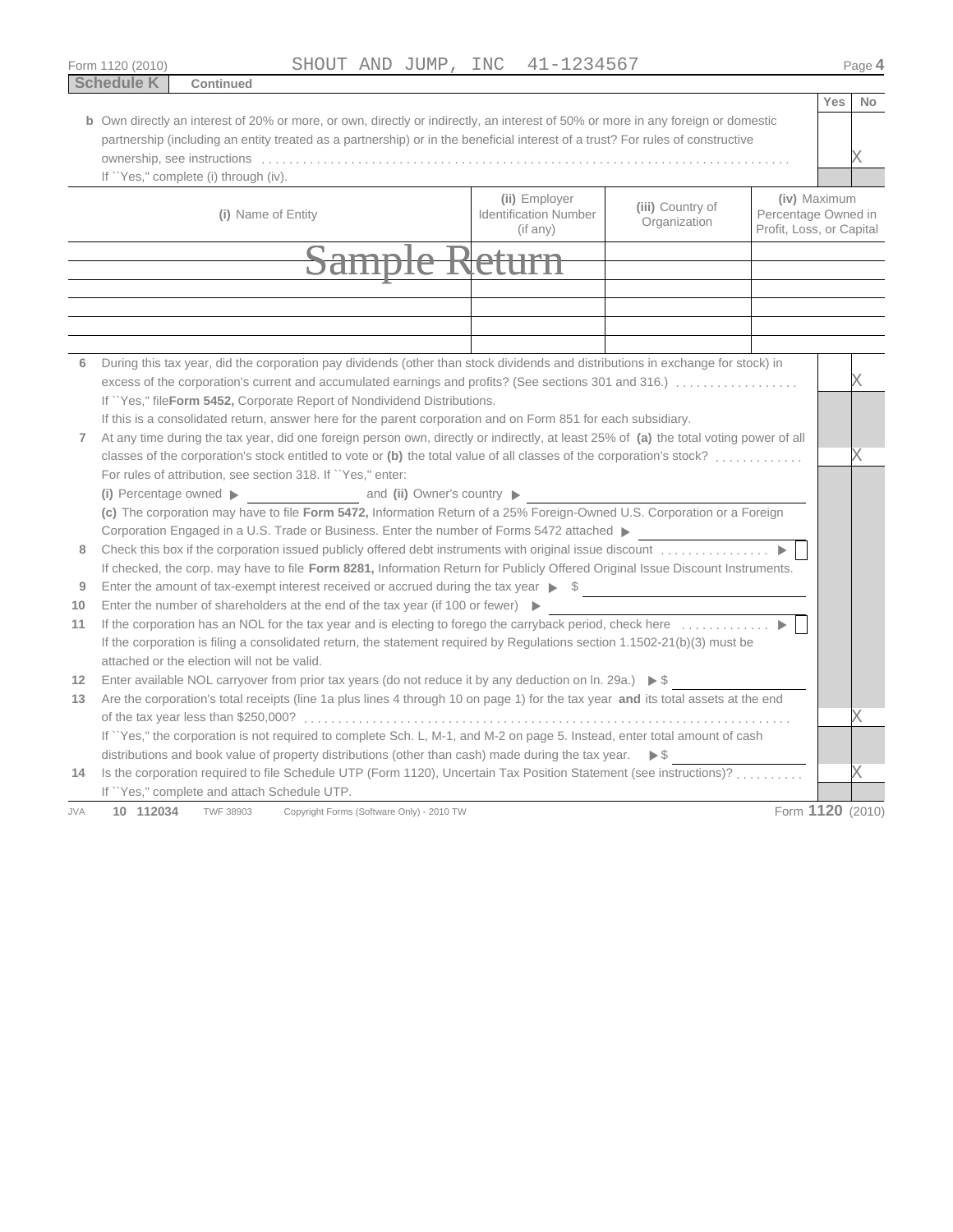SHOUT AND JUMP, INC 41-1234567

**Schedule K** Continued

| | Yes | No |
|---|---|---|
| **b** Own directly an interest of 20% or more, or own, directly or indirectly, an interest of 50% or more in any foreign or domestic partnership (including an entity treated as a partnership) or in the beneficial interest of a trust? For rules of constructive ownership, see instructions | | X |
| If "Yes," complete (i) through (iv). | | |

| **(i)** Name of Entity | **(ii)** Employer Identification Number (if any) | **(iii)** Country of Organization | **(iv)** Maximum Percentage Owned in Profit, Loss, or Capital |
|---|---|---|---|
| | | | |
| | | | |
| | | | |
| | | | |
| | | | |

Sample Return

| | Yes | No |
|---|---|---|
| **6** During this tax year, did the corporation pay dividends (other than stock dividends and distributions in exchange for stock) in excess of the corporation's current and accumulated earnings and profits? (See sections 301 and 316.) | | X |
| If "Yes," file **Form 5452,** Corporate Report of Nondividend Distributions. If this is a consolidated return, answer here for the parent corporation and on Form 851 for each subsidiary. | | |
| **7** At any time during the tax year, did one foreign person own, directly or indirectly, at least 25% of **(a)** the total voting power of all classes of the corporation's stock entitled to vote or **(b)** the total value of all classes of the corporation's stock? | | X |
| For rules of attribution, see section 318. If "Yes," enter: **(i)** Percentage owned ▶ ______ and **(ii)** Owner's country ▶ ______ | | |
| **(c)** The corporation may have to file **Form 5472,** Information Return of a 25% Foreign-Owned U.S. Corporation or a Foreign Corporation Engaged in a U.S. Trade or Business. Enter the number of Forms 5472 attached ▶ ______ | | |
| **8** Check this box if the corporation issued publicly offered debt instruments with original issue discount ▶ ☐ | | |
| If checked, the corp. may have to file **Form 8281,** Information Return for Publicly Offered Original Issue Discount Instruments. | | |
| **9** Enter the amount of tax-exempt interest received or accrued during the tax year ▶ $ ______ | | |
| **10** Enter the number of shareholders at the end of the tax year (if 100 or fewer) ▶ ______ | | |
| **11** If the corporation has an NOL for the tax year and is electing to forego the carryback period, check here ▶ ☐ | | |
| If the corporation is filing a consolidated return, the statement required by Regulations section 1.1502-21(b)(3) must be attached or the election will not be valid. | | |
| **12** Enter available NOL carryover from prior tax years (do not reduce it by any deduction on ln. 29a.) ▶ $ ______ | | |
| **13** Are the corporation's total receipts (line 1a plus lines 4 through 10 on page 1) for the tax year **and** its total assets at the end of the tax year less than $250,000? | | X |
| If "Yes," the corporation is not required to complete Sch. L, M-1, and M-2 on page 5. Instead, enter total amount of cash distributions and book value of property distributions (other than cash) made during the tax year. ▶ $ ______ | | |
| **14** Is the corporation required to file Schedule UTP (Form 1120), Uncertain Tax Position Statement (see instructions)? | | X |
| If "Yes," complete and attach Schedule UTP. | | |

JVA 10 112034 TWF 38903 Copyright Forms (Software Only) - 2010 TW Form **1120** (2010)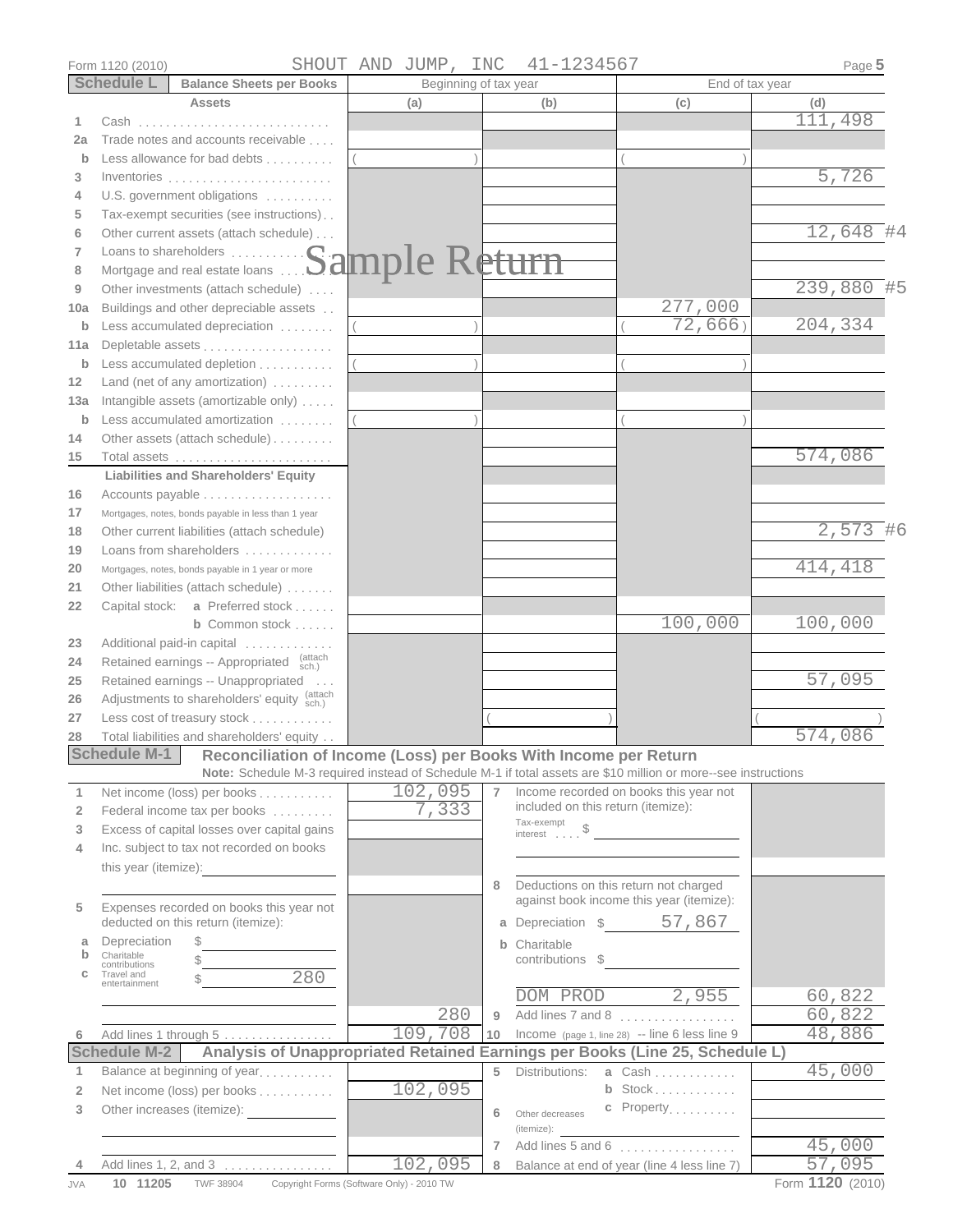Form 1120 (2010) SHOUT AND JUMP, INC 41-1234567

## Schedule L — Balance Sheets per Books

| Assets | Beginning of tax year (a) | (b) | End of tax year (c) | (d) |
|---|---|---|---|---|
| 1 Cash | | | | 111,498 |
| 2a Trade notes and accounts receivable | | | | |
| b Less allowance for bad debts | ( ) | | ( ) | |
| 3 Inventories | | | | 5,726 |
| 4 U.S. government obligations | | | | |
| 5 Tax-exempt securities (see instructions) | | | | |
| 6 Other current assets (attach schedule) | | | | 12,648 #4 |
| 7 Loans to shareholders | | | | |
| 8 Mortgage and real estate loans | | | | |
| 9 Other investments (attach schedule) | | | | 239,880 #5 |
| 10a Buildings and other depreciable assets | | | 277,000 | |
| b Less accumulated depreciation | ( ) | | ( 72,666 ) | 204,334 |
| 11a Depletable assets | | | | |
| b Less accumulated depletion | ( ) | | ( ) | |
| 12 Land (net of any amortization) | | | | |
| 13a Intangible assets (amortizable only) | | | | |
| b Less accumulated amortization | ( ) | | ( ) | |
| 14 Other assets (attach schedule) | | | | |
| 15 Total assets | | | | 574,086 |
| **Liabilities and Shareholders' Equity** | | | | |
| 16 Accounts payable | | | | |
| 17 Mortgages, notes, bonds payable in less than 1 year | | | | |
| 18 Other current liabilities (attach schedule) | | | | 2,573 #6 |
| 19 Loans from shareholders | | | | |
| 20 Mortgages, notes, bonds payable in 1 year or more | | | | 414,418 |
| 21 Other liabilities (attach schedule) | | | | |
| 22 Capital stock: a Preferred stock | | | | |
| b Common stock | | | 100,000 | 100,000 |
| 23 Additional paid-in capital | | | | |
| 24 Retained earnings -- Appropriated (attach sch.) | | | | |
| 25 Retained earnings -- Unappropriated | | | | 57,095 |
| 26 Adjustments to shareholders' equity (attach sch.) | | | | |
| 27 Less cost of treasury stock | | ( ) | | ( ) |
| 28 Total liabilities and shareholders' equity | | | | 574,086 |

## Schedule M-1 — Reconciliation of Income (Loss) per Books With Income per Return

**Note:** Schedule M-3 required instead of Schedule M-1 if total assets are $10 million or more--see instructions

| | | | |
|---|---|---|---|
| 1 Net income (loss) per books | 102,095 | 7 Income recorded on books this year not included on this return (itemize): Tax-exempt interest $ | |
| 2 Federal income tax per books | 7,333 | | |
| 3 Excess of capital losses over capital gains | | | |
| 4 Inc. subject to tax not recorded on books this year (itemize): | | 8 Deductions on this return not charged against book income this year (itemize): | |
| 5 Expenses recorded on books this year not deducted on this return (itemize): | | a Depreciation $ 57,867 | |
| a Depreciation $ | | b Charitable contributions $ | |
| b Charitable contributions $ | | | |
| c Travel and entertainment $ 280 | | DOM PROD 2,955 | 60,822 |
| | 280 | 9 Add lines 7 and 8 | 60,822 |
| 6 Add lines 1 through 5 | 109,708 | 10 Income (page 1, line 28) -- line 6 less line 9 | 48,886 |

## Schedule M-2 — Analysis of Unappropriated Retained Earnings per Books (Line 25, Schedule L)

| | | | |
|---|---|---|---|
| 1 Balance at beginning of year | | 5 Distributions: a Cash | 45,000 |
| 2 Net income (loss) per books | 102,095 | b Stock | |
| 3 Other increases (itemize): | | c Property | |
| | | 6 Other decreases (itemize): | |
| | | 7 Add lines 5 and 6 | 45,000 |
| 4 Add lines 1, 2, and 3 | 102,095 | 8 Balance at end of year (line 4 less line 7) | 57,095 |

Form 1120 (2010)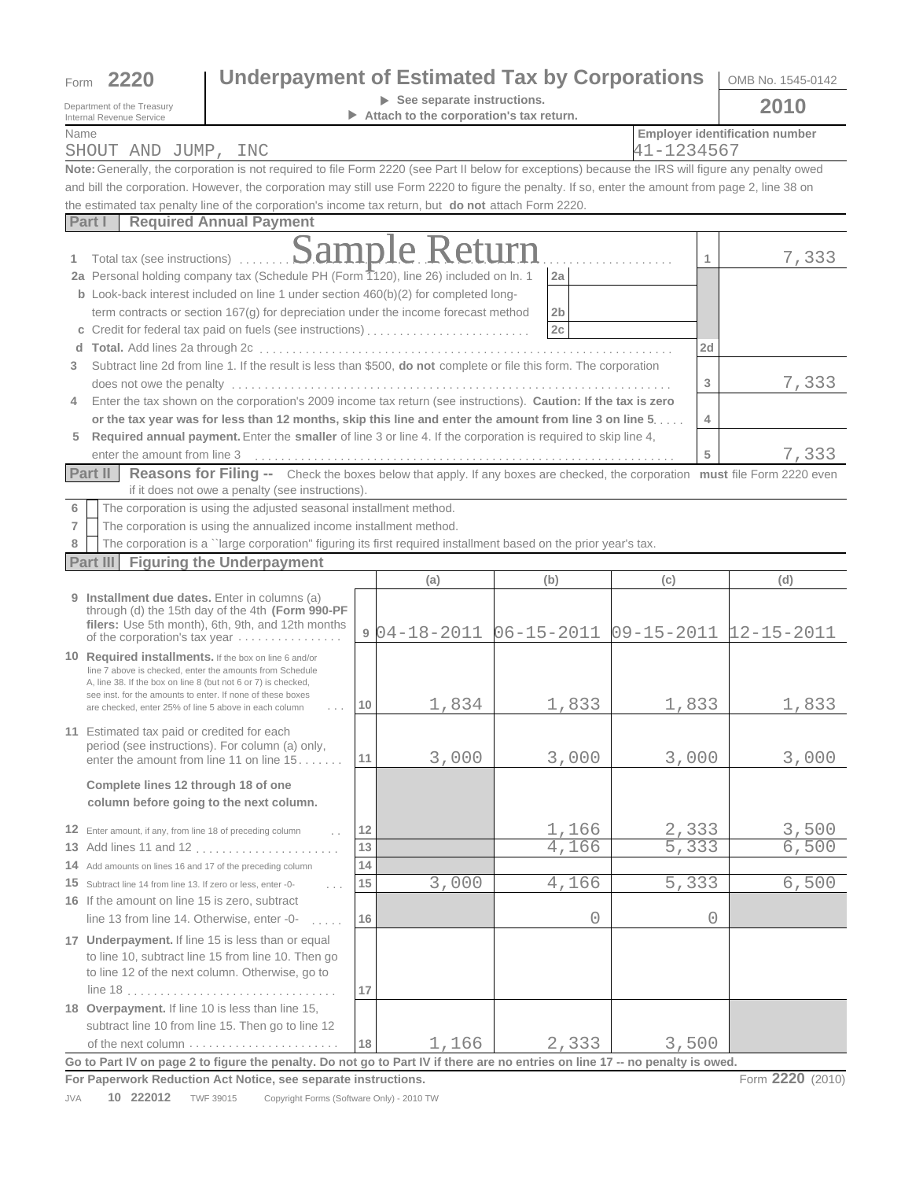Form **2220** — Department of the Treasury, Internal Revenue Service

# Underpayment of Estimated Tax by Corporations

▶ See separate instructions.
▶ Attach to the corporation's tax return.

OMB No. 1545-0142 — **2010**

| Name | Employer identification number |
|---|---|
| SHOUT AND JUMP, INC | 41-1234567 |

**Note:** Generally, the corporation is not required to file Form 2220 (see Part II below for exceptions) because the IRS will figure any penalty owed and bill the corporation. However, the corporation may still use Form 2220 to figure the penalty. If so, enter the amount from page 2, line 38 on the estimated tax penalty line of the corporation's income tax return, but **do not** attach Form 2220.

Sample Return

## Part I — Required Annual Payment

| Line | Description | | | | Amount |
|---|---|---|---|---|---|
| 1 | Total tax (see instructions) | | | 1 | 7,333 |
| 2a | Personal holding company tax (Schedule PH (Form 1120), line 26) included on ln. 1 | 2a | | | |
| b | Look-back interest included on line 1 under section 460(b)(2) for completed long-term contracts or section 167(g) for depreciation under the income forecast method | 2b | | | |
| c | Credit for federal tax paid on fuels (see instructions) | 2c | | | |
| d | **Total.** Add lines 2a through 2c | | | 2d | |
| 3 | Subtract line 2d from line 1. If the result is less than $500, **do not** complete or file this form. The corporation does not owe the penalty | | | 3 | 7,333 |
| 4 | Enter the tax shown on the corporation's 2009 income tax return (see instructions). **Caution: If the tax is zero or the tax year was for less than 12 months, skip this line and enter the amount from line 3 on line 5** | | | 4 | |
| 5 | **Required annual payment.** Enter the **smaller** of line 3 or line 4. If the corporation is required to skip line 4, enter the amount from line 3 | | | 5 | 7,333 |

## Part II — Reasons for Filing -- Check the boxes below that apply. If any boxes are checked, the corporation **must** file Form 2220 even if it does not owe a penalty (see instructions).

- 6 ☐ The corporation is using the adjusted seasonal installment method.
- 7 ☐ The corporation is using the annualized income installment method.
- 8 ☐ The corporation is a ``large corporation'' figuring its first required installment based on the prior year's tax.

## Part III — Figuring the Underpayment

| | Line | (a) | (b) | (c) | (d) |
|---|---|---|---|---|---|
| 9 **Installment due dates.** Enter in columns (a) through (d) the 15th day of the 4th **(Form 990-PF filers:** Use 5th month), 6th, 9th, and 12th months of the corporation's tax year | 9 | 04-18-2011 | 06-15-2011 | 09-15-2011 | 12-15-2011 |
| 10 **Required installments.** If the box on line 6 and/or line 7 above is checked, enter the amounts from Schedule A, line 38. If the box on line 8 (but not 6 or 7) is checked, see inst. for the amounts to enter. If none of these boxes are checked, enter 25% of line 5 above in each column | 10 | 1,834 | 1,833 | 1,833 | 1,833 |
| 11 Estimated tax paid or credited for each period (see instructions). For column (a) only, enter the amount from line 11 on line 15 | 11 | 3,000 | 3,000 | 3,000 | 3,000 |
| **Complete lines 12 through 18 of one column before going to the next column.** | | | | | |
| 12 Enter amount, if any, from line 18 of preceding column | 12 | | 1,166 | 2,333 | 3,500 |
| 13 Add lines 11 and 12 | 13 | | 4,166 | 5,333 | 6,500 |
| 14 Add amounts on lines 16 and 17 of the preceding column | 14 | | | | |
| 15 Subtract line 14 from line 13. If zero or less, enter -0- | 15 | 3,000 | 4,166 | 5,333 | 6,500 |
| 16 If the amount on line 15 is zero, subtract line 13 from line 14. Otherwise, enter -0- | 16 | | 0 | 0 | |
| 17 **Underpayment.** If line 15 is less than or equal to line 10, subtract line 15 from line 10. Then go to line 12 of the next column. Otherwise, go to line 18 | 17 | | | | |
| 18 **Overpayment.** If line 10 is less than line 15, subtract line 10 from line 15. Then go to line 12 of the next column | 18 | 1,166 | 2,333 | 3,500 | |

**Go to Part IV on page 2 to figure the penalty. Do not go to Part IV if there are no entries on line 17 -- no penalty is owed.**

**For Paperwork Reduction Act Notice, see separate instructions.** Form **2220** (2010)

JVA 10 222012 TWF 39015 Copyright Forms (Software Only) - 2010 TW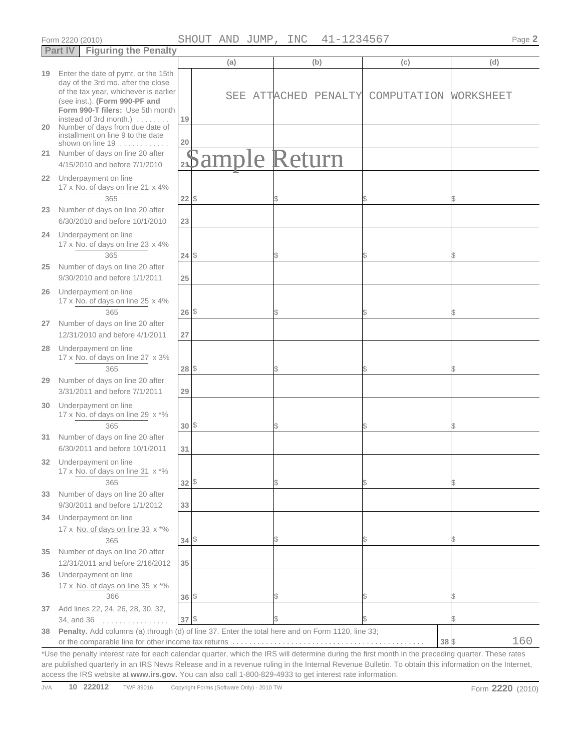Form 2220 (2010) SHOUT AND JUMP, INC 41-1234567 Page 2

## Part IV Figuring the Penalty

| | | | (a) | (b) | (c) | (d) |
|---|---|---|---|---|---|---|
| 19 | Enter the date of pymt. or the 15th day of the 3rd mo. after the close of the tax year, whichever is earlier (see inst.). **(Form 990-PF and Form 990-T filers:** Use 5th month instead of 3rd month.) | 19 | SEE ATTACHED PENALTY COMPUTATION WORKSHEET | | | |
| 20 | Number of days from due date of installment on line 9 to the date shown on line 19 | 20 | | | | |
| 21 | Number of days on line 20 after 4/15/2010 and before 7/1/2010 | 21 | | | | |
| 22 | Underpayment on line 17 x No. of days on line 21 x 4% / 365 | 22 | $ | $ | $ | $ |
| 23 | Number of days on line 20 after 6/30/2010 and before 10/1/2010 | 23 | | | | |
| 24 | Underpayment on line 17 x No. of days on line 23 x 4% / 365 | 24 | $ | $ | $ | $ |
| 25 | Number of days on line 20 after 9/30/2010 and before 1/1/2011 | 25 | | | | |
| 26 | Underpayment on line 17 x No. of days on line 25 x 4% / 365 | 26 | $ | $ | $ | $ |
| 27 | Number of days on line 20 after 12/31/2010 and before 4/1/2011 | 27 | | | | |
| 28 | Underpayment on line 17 x No. of days on line 27 x 3% / 365 | 28 | $ | $ | $ | $ |
| 29 | Number of days on line 20 after 3/31/2011 and before 7/1/2011 | 29 | | | | |
| 30 | Underpayment on line 17 x No. of days on line 29 x *% / 365 | 30 | $ | $ | $ | $ |
| 31 | Number of days on line 20 after 6/30/2011 and before 10/1/2011 | 31 | | | | |
| 32 | Underpayment on line 17 x No. of days on line 31 x *% / 365 | 32 | $ | $ | $ | $ |
| 33 | Number of days on line 20 after 9/30/2011 and before 1/1/2012 | 33 | | | | |
| 34 | Underpayment on line 17 x No. of days on line 33 x *% / 365 | 34 | $ | $ | $ | $ |
| 35 | Number of days on line 20 after 12/31/2011 and before 2/16/2012 | 35 | | | | |
| 36 | Underpayment on line 17 x No. of days on line 35 x *% / 366 | 36 | $ | $ | $ | $ |
| 37 | Add lines 22, 24, 26, 28, 30, 32, 34, and 36 | 37 | $ | $ | $ | $ |

**38 Penalty.** Add columns (a) through (d) of line 37. Enter the total here and on Form 1120, line 33; or the comparable line for other income tax returns ... **38** $ 160

*Use the penalty interest rate for each calendar quarter, which the IRS will determine during the first month in the preceding quarter. These rates are published quarterly in an IRS News Release and in a revenue ruling in the Internal Revenue Bulletin. To obtain this information on the Internet, access the IRS website at **www.irs.gov.** You can also call 1-800-829-4933 to get interest rate information.

JVA 10 222012 TWF 39016 Copyright Forms (Software Only) - 2010 TW Form **2220** (2010)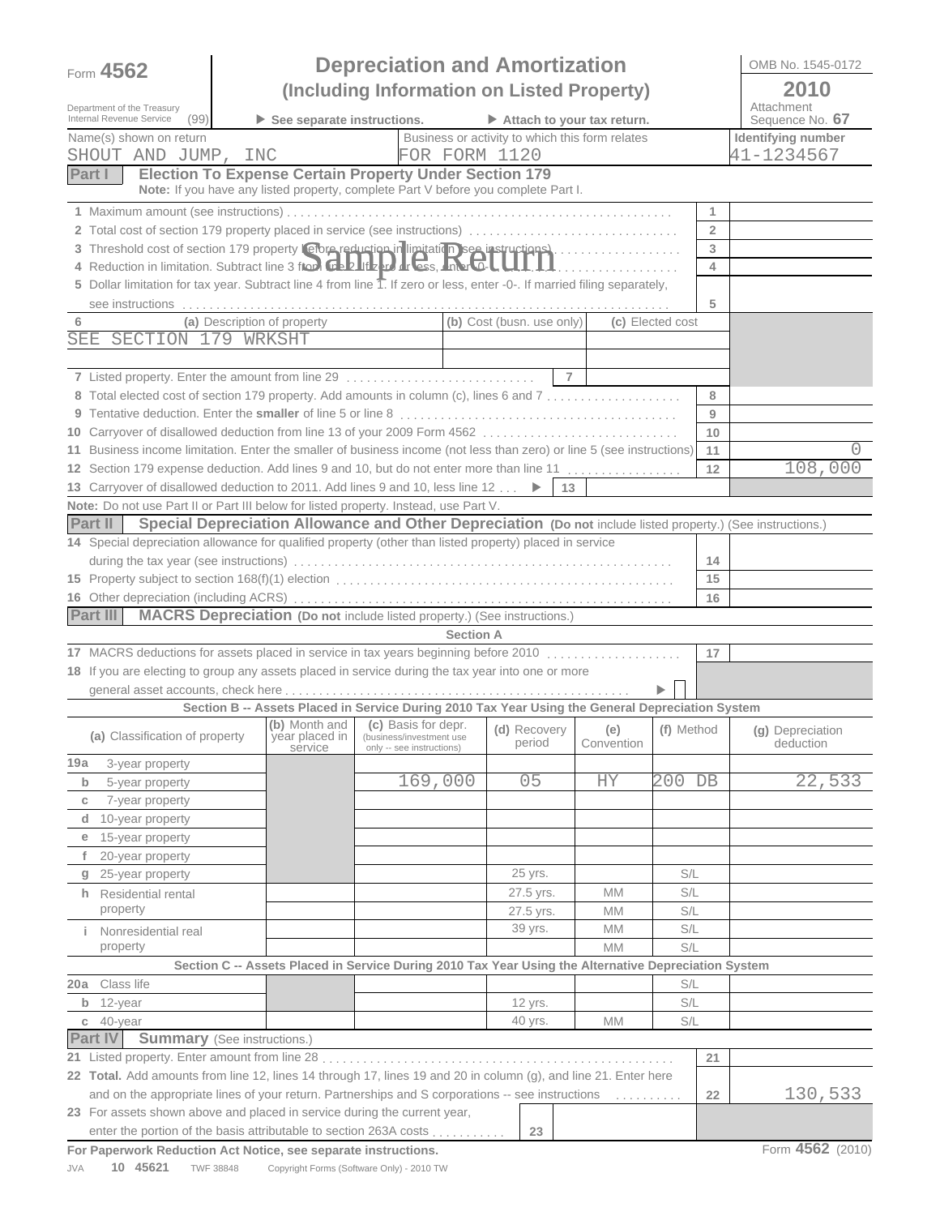Form **4562** | **Depreciation and Amortization (Including Information on Listed Property)** | OMB No. 1545-0172 **2010**

Department of the Treasury Internal Revenue Service (99) ▶ See separate instructions. ▶ Attach to your tax return. Attachment Sequence No. **67**

| Name(s) shown on return | Business or activity to which this form relates | Identifying number |
|---|---|---|
| SHOUT AND JUMP, INC | FOR FORM 1120 | 41-1234567 |

Sample Return

## Part I Election To Expense Certain Property Under Section 179

**Note:** If you have any listed property, complete Part V before you complete Part I.

| Line | Description | No. | Amount |
|---|---|---|---|
| 1 | Maximum amount (see instructions) | 1 | |
| 2 | Total cost of section 179 property placed in service (see instructions) | 2 | |
| 3 | Threshold cost of section 179 property before reduction in limitation (see instructions) | 3 | |
| 4 | Reduction in limitation. Subtract line 3 from line 2. If zero or less, enter -0- | 4 | |
| 5 | Dollar limitation for tax year. Subtract line 4 from line 1. If zero or less, enter -0-. If married filing separately, see instructions | 5 | |

| 6 (a) Description of property | (b) Cost (busn. use only) | (c) Elected cost |
|---|---|---|
| SEE SECTION 179 WRKSHT | | |
| | | |

| Line | Description | No. | Amount |
|---|---|---|---|
| 7 | Listed property. Enter the amount from line 29 | 7 | |
| 8 | Total elected cost of section 179 property. Add amounts in column (c), lines 6 and 7 | 8 | |
| 9 | Tentative deduction. Enter the **smaller** of line 5 or line 8 | 9 | |
| 10 | Carryover of disallowed deduction from line 13 of your 2009 Form 4562 | 10 | |
| 11 | Business income limitation. Enter the smaller of business income (not less than zero) or line 5 (see instructions) | 11 | 0 |
| 12 | Section 179 expense deduction. Add lines 9 and 10, but do not enter more than line 11 | 12 | 108,000 |
| 13 | Carryover of disallowed deduction to 2011. Add lines 9 and 10, less line 12 ▶ | 13 | |

**Note:** Do not use Part II or Part III below for listed property. Instead, use Part V.

## Part II Special Depreciation Allowance and Other Depreciation (Do not include listed property.) (See instructions.)

| Line | Description | No. | Amount |
|---|---|---|---|
| 14 | Special depreciation allowance for qualified property (other than listed property) placed in service during the tax year (see instructions) | 14 | |
| 15 | Property subject to section 168(f)(1) election | 15 | |
| 16 | Other depreciation (including ACRS) | 16 | |

## Part III MACRS Depreciation (Do not include listed property.) (See instructions.)

### Section A

| Line | Description | No. | Amount |
|---|---|---|---|
| 17 | MACRS deductions for assets placed in service in tax years beginning before 2010 | 17 | |
| 18 | If you are electing to group any assets placed in service during the tax year into one or more general asset accounts, check here ▶ ☐ | | |

### Section B -- Assets Placed in Service During 2010 Tax Year Using the General Depreciation System

| (a) Classification of property | (b) Month and year placed in service | (c) Basis for depr. (business/investment use only -- see instructions) | (d) Recovery period | (e) Convention | (f) Method | (g) Depreciation deduction |
|---|---|---|---|---|---|---|
| 19a 3-year property | | | | | | |
| b 5-year property | | 169,000 | 05 | HY | 200 DB | 22,533 |
| c 7-year property | | | | | | |
| d 10-year property | | | | | | |
| e 15-year property | | | | | | |
| f 20-year property | | | | | | |
| g 25-year property | | | 25 yrs. | | S/L | |
| h Residential rental property | | | 27.5 yrs. | MM | S/L | |
| | | | 27.5 yrs. | MM | S/L | |
| i Nonresidential real property | | | 39 yrs. | MM | S/L | |
| | | | | MM | S/L | |

### Section C -- Assets Placed in Service During 2010 Tax Year Using the Alternative Depreciation System

| (a) Classification of property | (b) Month and year placed in service | (c) Basis for depr. | (d) Recovery period | (e) Convention | (f) Method | (g) Depreciation deduction |
|---|---|---|---|---|---|---|
| 20a Class life | | | | | S/L | |
| b 12-year | | | 12 yrs. | | S/L | |
| c 40-year | | | 40 yrs. | MM | S/L | |

## Part IV Summary (See instructions.)

| Line | Description | No. | Amount |
|---|---|---|---|
| 21 | Listed property. Enter amount from line 28 | 21 | |
| 22 | **Total.** Add amounts from line 12, lines 14 through 17, lines 19 and 20 in column (g), and line 21. Enter here and on the appropriate lines of your return. Partnerships and S corporations -- see instructions | 22 | 130,533 |
| 23 | For assets shown above and placed in service during the current year, enter the portion of the basis attributable to section 263A costs | 23 | |

**For Paperwork Reduction Act Notice, see separate instructions.** Form **4562** (2010)

JVA 10 45621 TWF 38848 Copyright Forms (Software Only) - 2010 TW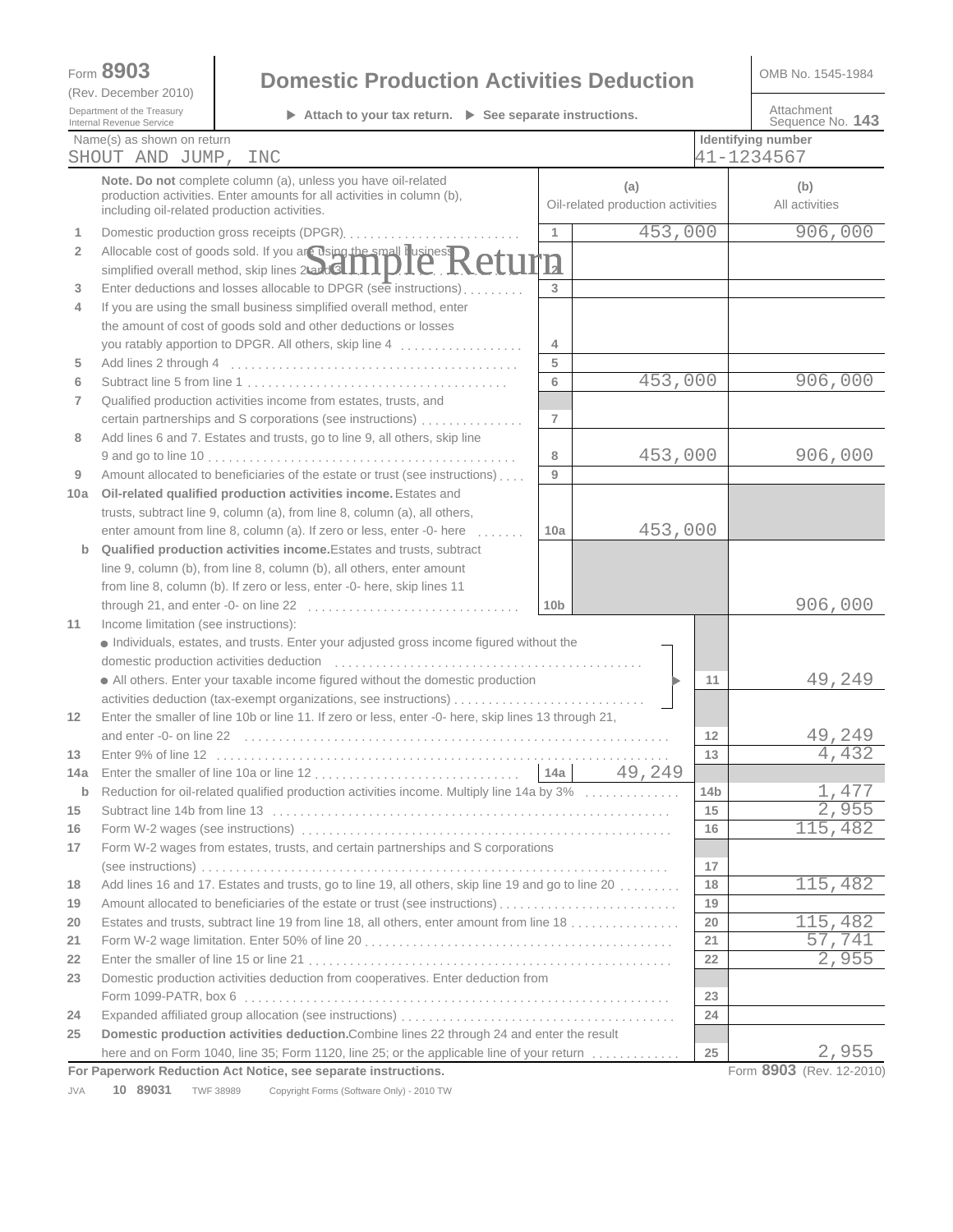Form **8903** (Rev. December 2010) Department of the Treasury Internal Revenue Service

# Domestic Production Activities Deduction

▶ Attach to your tax return. ▶ See separate instructions.

OMB No. 1545-1984

Attachment Sequence No. **143**

Name(s) as shown on return: SHOUT AND JUMP, INC

Identifying number: 41-1234567

Sample Return

**Note. Do not** complete column (a), unless you have oil-related production activities. Enter amounts for all activities in column (b), including oil-related production activities.

| Line | Description | | (a) Oil-related production activities | (b) All activities |
|---|---|---|---|---|
| 1 | Domestic production gross receipts (DPGR) | 1 | 453,000 | 906,000 |
| 2 | Allocable cost of goods sold. If you are using the small business simplified overall method, skip lines 2 and 3 | 2 | | |
| 3 | Enter deductions and losses allocable to DPGR (see instructions) | 3 | | |
| 4 | If you are using the small business simplified overall method, enter the amount of cost of goods sold and other deductions or losses you ratably apportion to DPGR. All others, skip line 4 | 4 | | |
| 5 | Add lines 2 through 4 | 5 | | |
| 6 | Subtract line 5 from line 1 | 6 | 453,000 | 906,000 |
| 7 | Qualified production activities income from estates, trusts, and certain partnerships and S corporations (see instructions) | 7 | | |
| 8 | Add lines 6 and 7. Estates and trusts, go to line 9, all others, skip line 9 and go to line 10 | 8 | 453,000 | 906,000 |
| 9 | Amount allocated to beneficiaries of the estate or trust (see instructions) | 9 | | |
| 10a | **Oil-related qualified production activities income.** Estates and trusts, subtract line 9, column (a), from line 8, column (a), all others, enter amount from line 8, column (a). If zero or less, enter -0- here | 10a | 453,000 | |
| b | **Qualified production activities income.** Estates and trusts, subtract line 9, column (b), from line 8, column (b), all others, enter amount from line 8, column (b). If zero or less, enter -0- here, skip lines 11 through 21, and enter -0- on line 22 | 10b | | 906,000 |

| Line | Description | | Amount |
|---|---|---|---|
| 11 | Income limitation (see instructions): ● Individuals, estates, and trusts. Enter your adjusted gross income figured without the domestic production activities deduction ● All others. Enter your taxable income figured without the domestic production activities deduction (tax-exempt organizations, see instructions) | 11 | 49,249 |
| 12 | Enter the smaller of line 10b or line 11. If zero or less, enter -0- here, skip lines 13 through 21, and enter -0- on line 22 | 12 | 49,249 |
| 13 | Enter 9% of line 12 | 13 | 4,432 |
| 14a | Enter the smaller of line 10a or line 12 ... 14a: 49,249 | | |
| b | Reduction for oil-related qualified production activities income. Multiply line 14a by 3% | 14b | 1,477 |
| 15 | Subtract line 14b from line 13 | 15 | 2,955 |
| 16 | Form W-2 wages (see instructions) | 16 | 115,482 |
| 17 | Form W-2 wages from estates, trusts, and certain partnerships and S corporations (see instructions) | 17 | |
| 18 | Add lines 16 and 17. Estates and trusts, go to line 19, all others, skip line 19 and go to line 20 | 18 | 115,482 |
| 19 | Amount allocated to beneficiaries of the estate or trust (see instructions) | 19 | |
| 20 | Estates and trusts, subtract line 19 from line 18, all others, enter amount from line 18 | 20 | 115,482 |
| 21 | Form W-2 wage limitation. Enter 50% of line 20 | 21 | 57,741 |
| 22 | Enter the smaller of line 15 or line 21 | 22 | 2,955 |
| 23 | Domestic production activities deduction from cooperatives. Enter deduction from Form 1099-PATR, box 6 | 23 | |
| 24 | Expanded affiliated group allocation (see instructions) | 24 | |
| 25 | **Domestic production activities deduction.** Combine lines 22 through 24 and enter the result here and on Form 1040, line 35; Form 1120, line 25; or the applicable line of your return | 25 | 2,955 |

**For Paperwork Reduction Act Notice, see separate instructions.** Form **8903** (Rev. 12-2010)

JVA 10 89031 TWF 38989 Copyright Forms (Software Only) - 2010 TW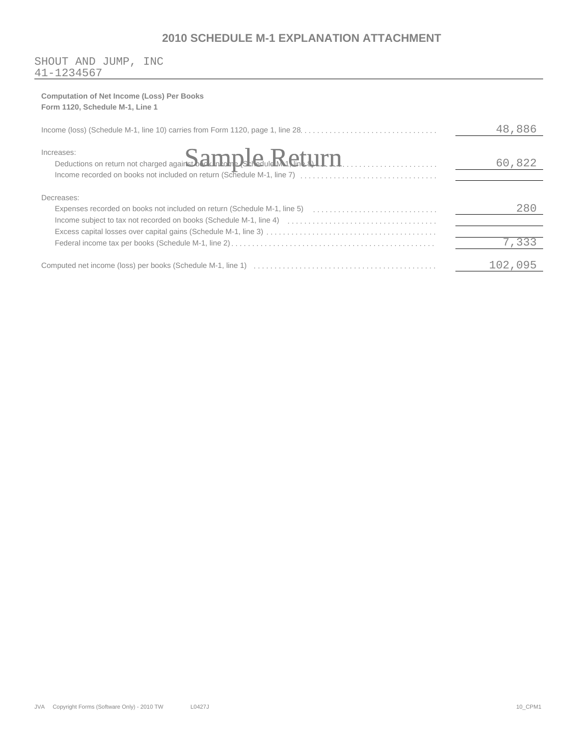# 2010 SCHEDULE M-1 EXPLANATION ATTACHMENT

SHOUT AND JUMP, INC
41-1234567

**Computation of Net Income (Loss) Per Books**
**Form 1120, Schedule M-1, Line 1**

| Description | Amount |
|---|---|
| Income (loss) (Schedule M-1, line 10) carries from Form 1120, page 1, line 28 | 48,886 |
| Increases: | |
| Deductions on return not charged against book income (Schedule M-1, line 8) | 60,822 |
| Income recorded on books not included on return (Schedule M-1, line 7) | |
| Decreases: | |
| Expenses recorded on books not included on return (Schedule M-1, line 5) | 280 |
| Income subject to tax not recorded on books (Schedule M-1, line 4) | |
| Excess capital losses over capital gains (Schedule M-1, line 3) | |
| Federal income tax per books (Schedule M-1, line 2) | 7,333 |
| Computed net income (loss) per books (Schedule M-1, line 1) | 102,095 |

Sample Return

JVA Copyright Forms (Software Only) - 2010 TW L0427J 10_CPM1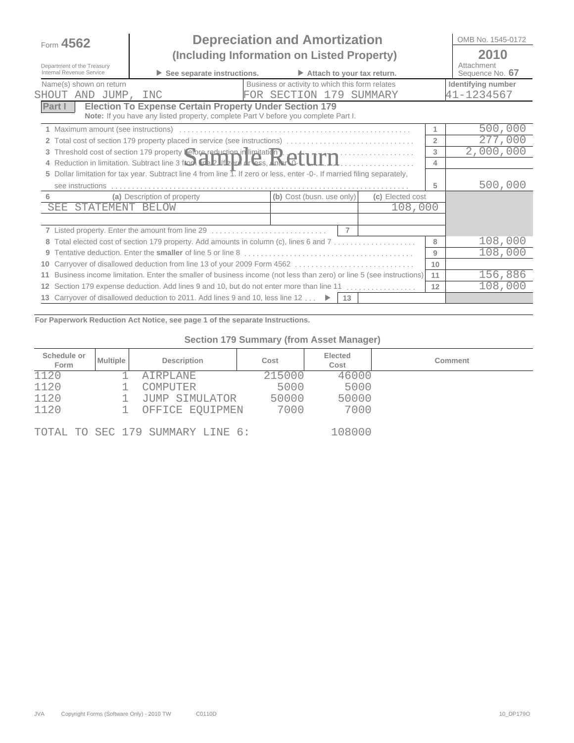Form **4562**

Department of the Treasury
Internal Revenue Service

# Depreciation and Amortization
## (Including Information on Listed Property)

▶ See separate instructions. ▶ Attach to your tax return.

OMB No. 1545-0172

**2010**

Attachment Sequence No. **67**

| Name(s) shown on return | Business or activity to which this form relates | Identifying number |
|---|---|---|
| SHOUT AND JUMP, INC | FOR SECTION 179 SUMMARY | 41-1234567 |

**Part I Election To Expense Certain Property Under Section 179**
**Note:** If you have any listed property, complete Part V before you complete Part I.

Sample Return

| | | | |
|---|---|---|---|
| 1 | Maximum amount (see instructions) | 1 | 500,000 |
| 2 | Total cost of section 179 property placed in service (see instructions) | 2 | 277,000 |
| 3 | Threshold cost of section 179 property before reduction in limitation | 3 | 2,000,000 |
| 4 | Reduction in limitation. Subtract line 3 from line 2. If zero or less, enter -0- | 4 | |
| 5 | Dollar limitation for tax year. Subtract line 4 from line 1. If zero or less, enter -0-. If married filing separately, see instructions | 5 | 500,000 |

| 6 | (a) Description of property | (b) Cost (busn. use only) | (c) Elected cost |
|---|---|---|---|
| | SEE STATEMENT BELOW | | 108,000 |
| | | | |
| 7 | Listed property. Enter the amount from line 29 | 7 | |

| | | | |
|---|---|---|---|
| 8 | Total elected cost of section 179 property. Add amounts in column (c), lines 6 and 7 | 8 | 108,000 |
| 9 | Tentative deduction. Enter the **smaller** of line 5 or line 8 | 9 | 108,000 |
| 10 | Carryover of disallowed deduction from line 13 of your 2009 Form 4562 | 10 | |
| 11 | Business income limitation. Enter the smaller of business income (not less than zero) or line 5 (see instructions) | 11 | 156,886 |
| 12 | Section 179 expense deduction. Add lines 9 and 10, but do not enter more than line 11 | 12 | 108,000 |
| 13 | Carryover of disallowed deduction to 2011. Add lines 9 and 10, less line 12 ▶ | 13 | |

**For Paperwork Reduction Act Notice, see page 1 of the separate Instructions.**

### Section 179 Summary (from Asset Manager)

| Schedule or Form | Multiple | Description | Cost | Elected Cost | Comment |
|---|---|---|---|---|---|
| 1120 | 1 | AIRPLANE | 215000 | 46000 | |
| 1120 | 1 | COMPUTER | 5000 | 5000 | |
| 1120 | 1 | JUMP SIMULATOR | 50000 | 50000 | |
| 1120 | 1 | OFFICE EQUIPMEN | 7000 | 7000 | |

TOTAL TO SEC 179 SUMMARY LINE 6: 108000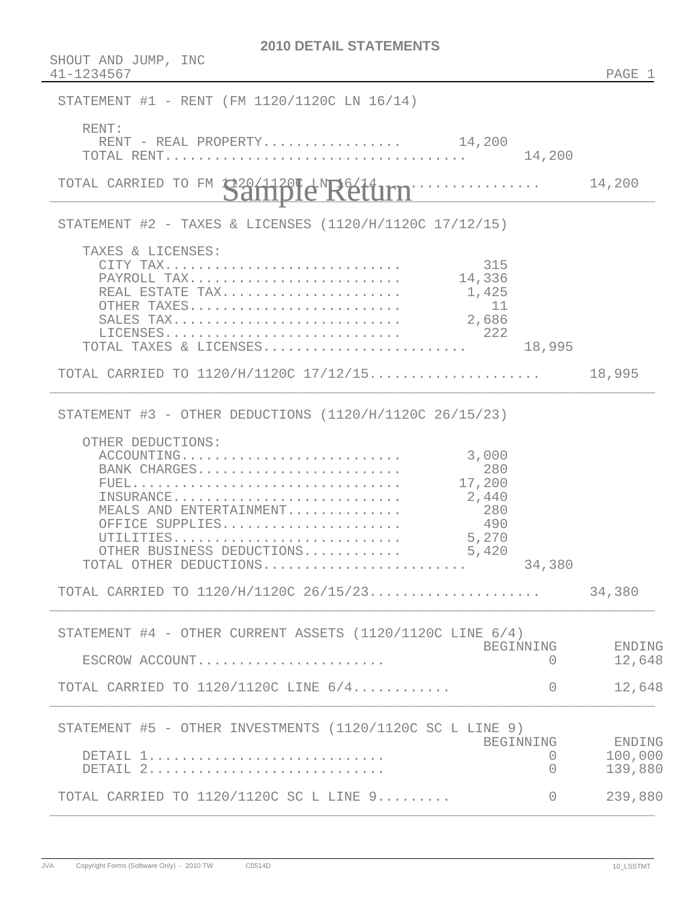## 2010 DETAIL STATEMENTS

SHOUT AND JUMP, INC
41-1234567

### STATEMENT #1 - RENT (FM 1120/1120C LN 16/14)

| | | | |
|---|---|---|---|
| RENT: | | | |
| RENT - REAL PROPERTY | 14,200 | | |
| TOTAL RENT | | 14,200 | |
| TOTAL CARRIED TO FM 1120/1120C LN 16/14 | | | 14,200 |

Sample Return

### STATEMENT #2 - TAXES & LICENSES (1120/H/1120C 17/12/15)

| | | | |
|---|---|---|---|
| TAXES & LICENSES: | | | |
| CITY TAX | 315 | | |
| PAYROLL TAX | 14,336 | | |
| REAL ESTATE TAX | 1,425 | | |
| OTHER TAXES | 11 | | |
| SALES TAX | 2,686 | | |
| LICENSES | 222 | | |
| TOTAL TAXES & LICENSES | | 18,995 | |
| TOTAL CARRIED TO 1120/H/1120C 17/12/15 | | | 18,995 |

### STATEMENT #3 - OTHER DEDUCTIONS (1120/H/1120C 26/15/23)

| | | | |
|---|---|---|---|
| OTHER DEDUCTIONS: | | | |
| ACCOUNTING | 3,000 | | |
| BANK CHARGES | 280 | | |
| FUEL | 17,200 | | |
| INSURANCE | 2,440 | | |
| MEALS AND ENTERTAINMENT | 280 | | |
| OFFICE SUPPLIES | 490 | | |
| UTILITIES | 5,270 | | |
| OTHER BUSINESS DEDUCTIONS | 5,420 | | |
| TOTAL OTHER DEDUCTIONS | | 34,380 | |
| TOTAL CARRIED TO 1120/H/1120C 26/15/23 | | | 34,380 |

### STATEMENT #4 - OTHER CURRENT ASSETS (1120/1120C LINE 6/4)

| | BEGINNING | ENDING |
|---|---|---|
| ESCROW ACCOUNT | 0 | 12,648 |
| TOTAL CARRIED TO 1120/1120C LINE 6/4 | 0 | 12,648 |

### STATEMENT #5 - OTHER INVESTMENTS (1120/1120C SC L LINE 9)

| | BEGINNING | ENDING |
|---|---|---|
| DETAIL 1 | 0 | 100,000 |
| DETAIL 2 | 0 | 139,880 |
| TOTAL CARRIED TO 1120/1120C SC L LINE 9 | 0 | 239,880 |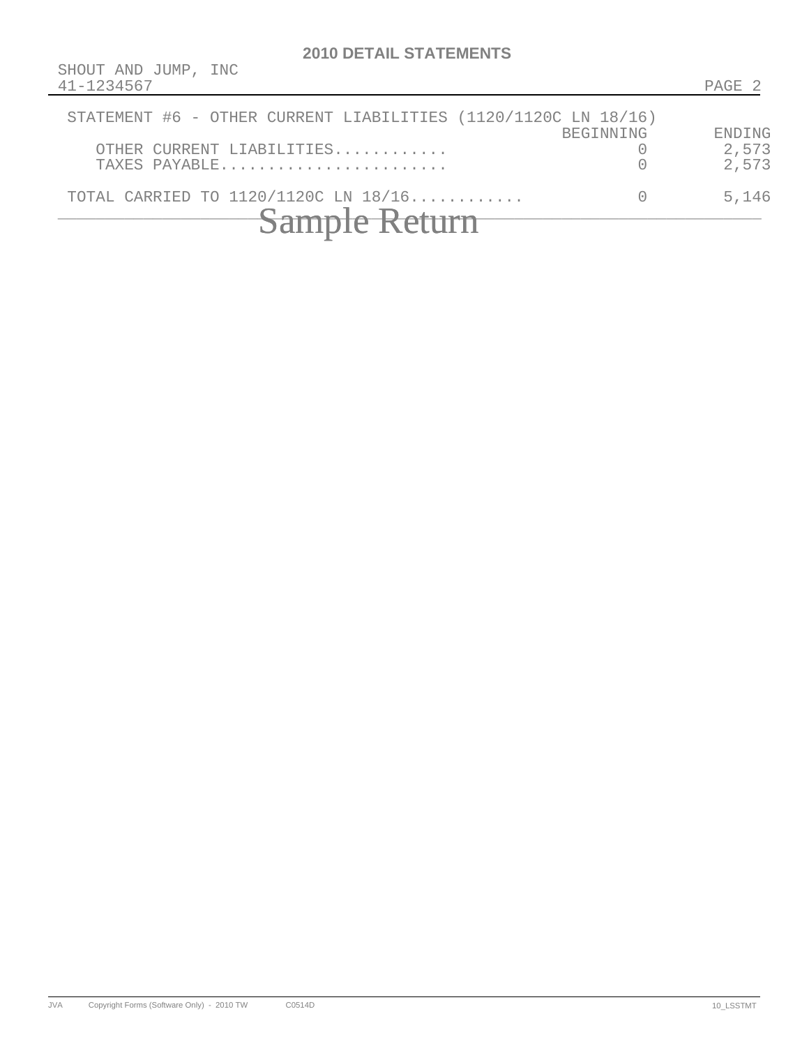# 2010 DETAIL STATEMENTS

SHOUT AND JUMP, INC
41-1234567

STATEMENT #6 - OTHER CURRENT LIABILITIES (1120/1120C LN 18/16)

| | BEGINNING | ENDING |
|---|---|---|
| OTHER CURRENT LIABILITIES............ | 0 | 2,573 |
| TAXES PAYABLE........................ | 0 | 2,573 |
| TOTAL CARRIED TO 1120/1120C LN 18/16............ | 0 | 5,146 |

Sample Return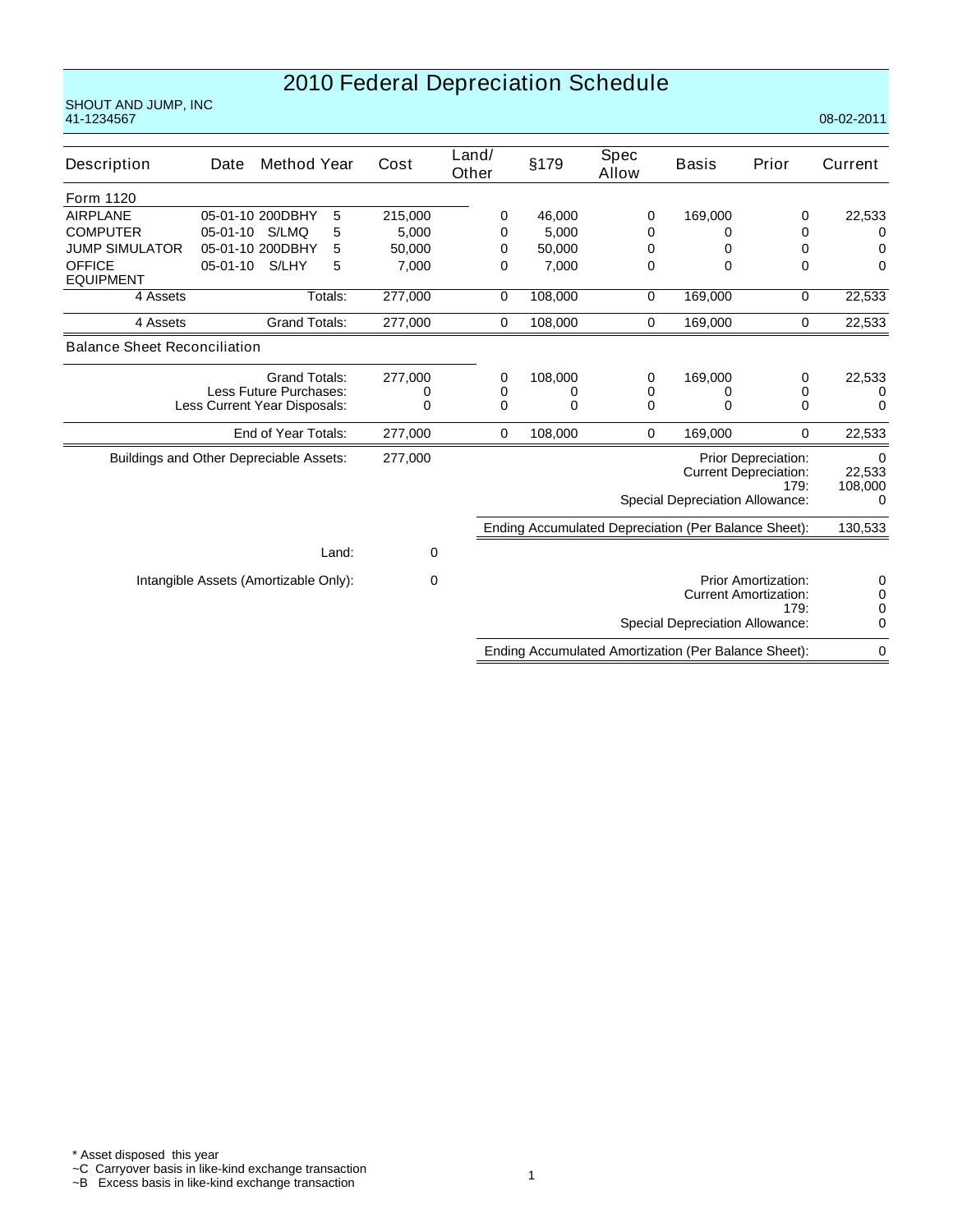# 2010 Federal Depreciation Schedule

SHOUT AND JUMP, INC
41-1234567

08-02-2011

| Description | Date | Method | Year | Cost | Land/ Other | §179 | Spec Allow | Basis | Prior | Current |
|---|---|---|---|---|---|---|---|---|---|---|
| **Form 1120** | | | | | | | | | | |
| AIRPLANE | 05-01-10 | 200DBHY | 5 | 215,000 | 0 | 46,000 | 0 | 169,000 | 0 | 22,533 |
| COMPUTER | 05-01-10 | S/LMQ | 5 | 5,000 | 0 | 5,000 | 0 | 0 | 0 | 0 |
| JUMP SIMULATOR | 05-01-10 | 200DBHY | 5 | 50,000 | 0 | 50,000 | 0 | 0 | 0 | 0 |
| OFFICE EQUIPMENT | 05-01-10 | S/LHY | 5 | 7,000 | 0 | 7,000 | 0 | 0 | 0 | 0 |
| 4 Assets | | | Totals: | 277,000 | 0 | 108,000 | 0 | 169,000 | 0 | 22,533 |
| 4 Assets | | | Grand Totals: | 277,000 | 0 | 108,000 | 0 | 169,000 | 0 | 22,533 |

## Balance Sheet Reconciliation

| | Cost | Land/ Other | §179 | Spec Allow | Basis | Prior | Current |
|---|---|---|---|---|---|---|---|
| Grand Totals: | 277,000 | 0 | 108,000 | 0 | 169,000 | 0 | 22,533 |
| Less Future Purchases: | 0 | 0 | 0 | 0 | 0 | 0 | 0 |
| Less Current Year Disposals: | 0 | 0 | 0 | 0 | 0 | 0 | 0 |
| End of Year Totals: | 277,000 | 0 | 108,000 | 0 | 169,000 | 0 | 22,533 |

| | | | |
|---|---|---|---|
| Buildings and Other Depreciable Assets: | 277,000 | Prior Depreciation: | 0 |
| | | Current Depreciation: | 22,533 |
| | | 179: | 108,000 |
| | | Special Depreciation Allowance: | 0 |
| | | Ending Accumulated Depreciation (Per Balance Sheet): | 130,533 |
| Land: | 0 | | |
| Intangible Assets (Amortizable Only): | 0 | Prior Amortization: | 0 |
| | | Current Amortization: | 0 |
| | | 179: | 0 |
| | | Special Depreciation Allowance: | 0 |
| | | Ending Accumulated Amortization (Per Balance Sheet): | 0 |

\* Asset disposed this year
~C Carryover basis in like-kind exchange transaction
~B Excess basis in like-kind exchange transaction